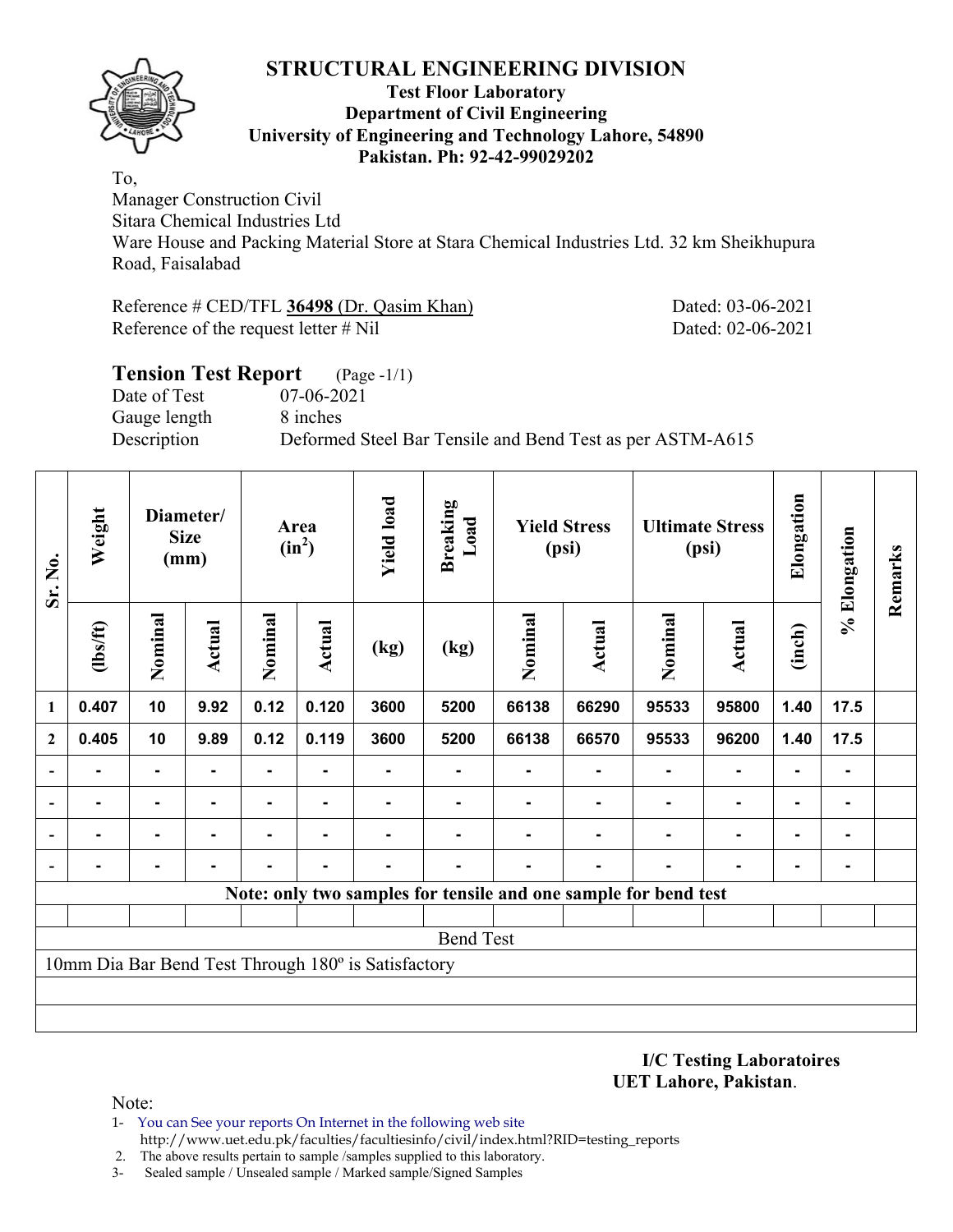# STRUCTURAL ENGINEERING DIVISION

**Test Floor Laboratory**
**Department of Civil Engineering**
**University of Engineering and Technology Lahore, 54890**
**Pakistan. Ph: 92-42-99029202**

To,
Manager Construction Civil
Sitara Chemical Industries Ltd
Ware House and Packing Material Store at Stara Chemical Industries Ltd. 32 km Sheikhupura Road, Faisalabad

Reference # CED/TFL **36498** (Dr. Qasim Khan) Dated: 03-06-2021
Reference of the request letter # Nil Dated: 02-06-2021

## Tension Test Report (Page -1/1)

Date of Test 07-06-2021
Gauge length 8 inches
Description Deformed Steel Bar Tensile and Bend Test as per ASTM-A615

| Sr. No. | Weight | Diameter/ Size (mm) | | Area ($in^2$) | | Yield load | Breaking Load | Yield Stress (psi) | | Ultimate Stress (psi) | | Elongation | % Elongation | Remarks |
|---|---|---|---|---|---|---|---|---|---|---|---|---|---|---|
| | (lbs/ft) | Nominal | Actual | Nominal | Actual | (kg) | (kg) | Nominal | Actual | Nominal | Actual | (inch) | | |
| 1 | 0.407 | 10 | 9.92 | 0.12 | 0.120 | 3600 | 5200 | 66138 | 66290 | 95533 | 95800 | 1.40 | 17.5 | |
| 2 | 0.405 | 10 | 9.89 | 0.12 | 0.119 | 3600 | 5200 | 66138 | 66570 | 95533 | 96200 | 1.40 | 17.5 | |
| - | - | - | - | - | - | - | - | - | - | - | - | - | - | |
| - | - | - | - | - | - | - | - | - | - | - | - | - | - | |
| - | - | - | - | - | - | - | - | - | - | - | - | - | - | |
| - | - | - | - | - | - | - | - | - | - | - | - | - | - | |

**Note: only two samples for tensile and one sample for bend test**

Bend Test

10mm Dia Bar Bend Test Through 180º is Satisfactory

**I/C Testing Laboratoires**
**UET Lahore, Pakistan**.

Note:
1- You can See your reports On Internet in the following web site
http://www.uet.edu.pk/faculties/facultiesinfo/civil/index.html?RID=testing_reports
2. The above results pertain to sample /samples supplied to this laboratory.
3- Sealed sample / Unsealed sample / Marked sample/Signed Samples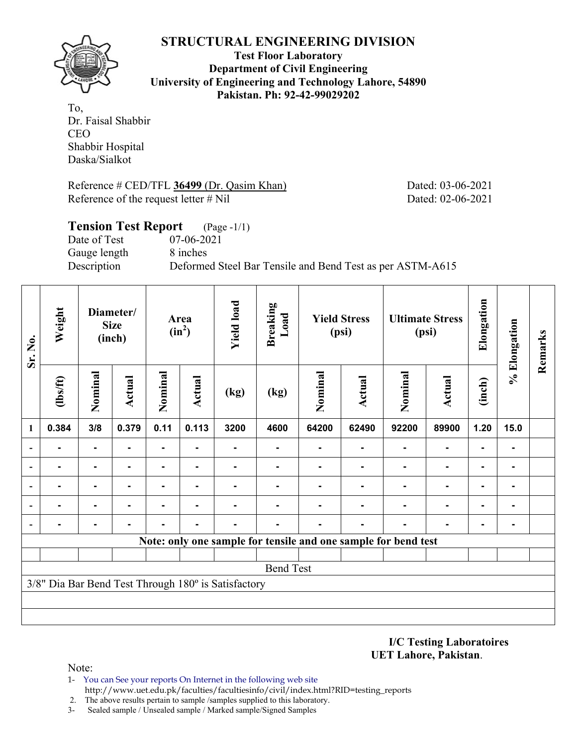# STRUCTURAL ENGINEERING DIVISION

**Test Floor Laboratory**
**Department of Civil Engineering**
**University of Engineering and Technology Lahore, 54890**
**Pakistan. Ph: 92-42-99029202**

To,
Dr. Faisal Shabbir
CEO
Shabbir Hospital
Daska/Sialkot

Reference # CED/TFL **36499** (Dr. Qasim Khan) Dated: 03-06-2021
Reference of the request letter # Nil Dated: 02-06-2021

## Tension Test Report (Page -1/1)

Date of Test 07-06-2021
Gauge length 8 inches
Description Deformed Steel Bar Tensile and Bend Test as per ASTM-A615

| Sr. No. | Weight | Diameter/ Size (inch) | | Area ($in^2$) | | Yield load | Breaking Load | Yield Stress (psi) | | Ultimate Stress (psi) | | Elongation | % Elongation | Remarks |
|---|---|---|---|---|---|---|---|---|---|---|---|---|---|---|
| | (lbs/ft) | Nominal | Actual | Nominal | Actual | (kg) | (kg) | Nominal | Actual | Nominal | Actual | (inch) | | |
| 1 | 0.384 | 3/8 | 0.379 | 0.11 | 0.113 | 3200 | 4600 | 64200 | 62490 | 92200 | 89900 | 1.20 | 15.0 | |
| - | - | - | - | - | - | - | - | - | - | - | - | - | - | |
| - | - | - | - | - | - | - | - | - | - | - | - | - | - | |
| - | - | - | - | - | - | - | - | - | - | - | - | - | - | |
| - | - | - | - | - | - | - | - | - | - | - | - | - | - | |
| - | - | - | - | - | - | - | - | - | - | - | - | - | - | |
| **Note: only one sample for tensile and one sample for bend test** | | | | | | | | | | | | | | |
| Bend Test | | | | | | | | | | | | | | |
| 3/8" Dia Bar Bend Test Through 180º is Satisfactory | | | | | | | | | | | | | | |

**I/C Testing Laboratoires**
**UET Lahore, Pakistan**.

Note:
1- You can See your reports On Internet in the following web site
http://www.uet.edu.pk/faculties/facultiesinfo/civil/index.html?RID=testing_reports
2. The above results pertain to sample /samples supplied to this laboratory.
3- Sealed sample / Unsealed sample / Marked sample/Signed Samples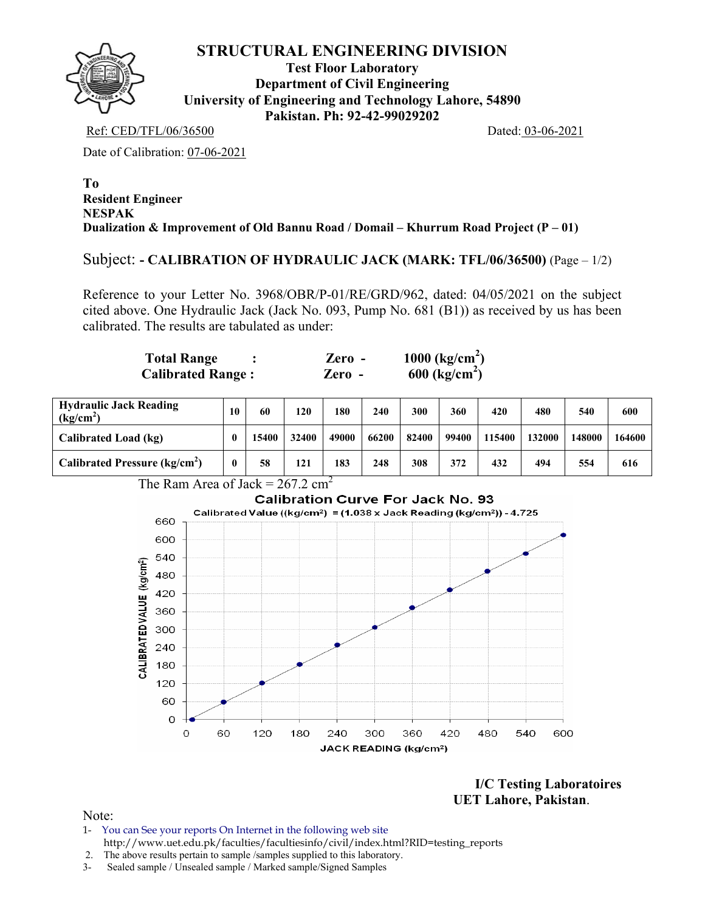# STRUCTURAL ENGINEERING DIVISION

**Test Floor Laboratory**
**Department of Civil Engineering**
**University of Engineering and Technology Lahore, 54890**
**Pakistan. Ph: 92-42-99029202**

Ref: CED/TFL/06/36500 Dated: 03-06-2021

Date of Calibration: 07-06-2021

**To**
**Resident Engineer**
**NESPAK**
**Dualization & Improvement of Old Bannu Road / Domail – Khurrum Road Project (P – 01)**

Subject: **- CALIBRATION OF HYDRAULIC JACK (MARK: TFL/06/36500)** (Page – 1/2)

Reference to your Letter No. 3968/OBR/P-01/RE/GRD/962, dated: 04/05/2021 on the subject cited above. One Hydraulic Jack (Jack No. 093, Pump No. 681 (B1)) as received by us has been calibrated. The results are tabulated as under:

**Total Range :** **Zero - 1000 (kg/cm²)**
**Calibrated Range :** **Zero - 600 (kg/cm²)**

| **Hydraulic Jack Reading (kg/cm²)** | 10 | 60 | 120 | 180 | 240 | 300 | 360 | 420 | 480 | 540 | 600 |
|---|---|---|---|---|---|---|---|---|---|---|---|
| **Calibrated Load (kg)** | 0 | 15400 | 32400 | 49000 | 66200 | 82400 | 99400 | 115400 | 132000 | 148000 | 164600 |
| **Calibrated Pressure (kg/cm²)** | 0 | 58 | 121 | 183 | 248 | 308 | 372 | 432 | 494 | 554 | 616 |

The Ram Area of Jack = 267.2 cm²

**Calibration Curve For Jack No. 93**

Calibrated Value ((kg/cm²) = (1.038 x Jack Reading (kg/cm²)) - 4.725

**I/C Testing Laboratoires**
**UET Lahore, Pakistan.**

Note:
1- You can See your reports On Internet in the following web site http://www.uet.edu.pk/faculties/facultiesinfo/civil/index.html?RID=testing_reports
2. The above results pertain to sample /samples supplied to this laboratory.
3- Sealed sample / Unsealed sample / Marked sample/Signed Samples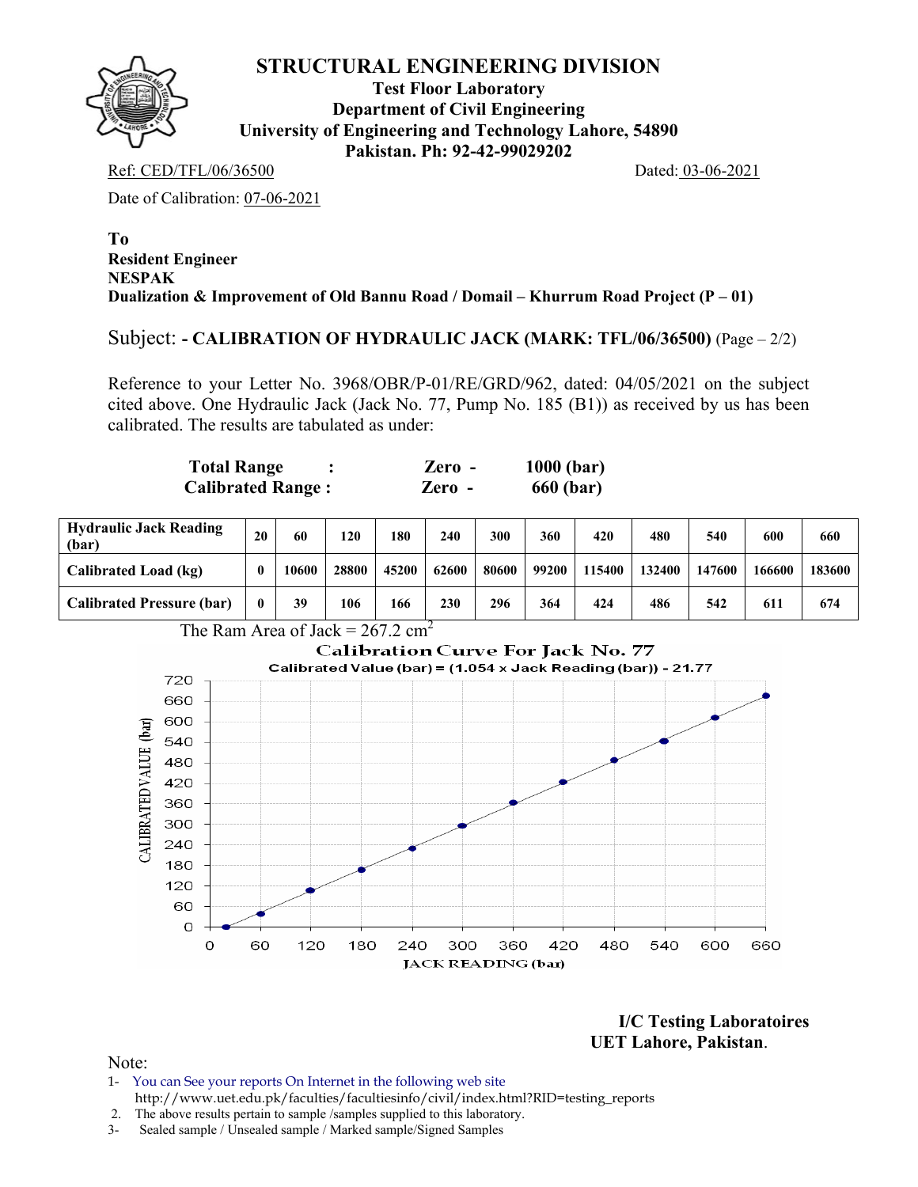# STRUCTURAL ENGINEERING DIVISION

**Test Floor Laboratory**
**Department of Civil Engineering**
**University of Engineering and Technology Lahore, 54890**
**Pakistan. Ph: 92-42-99029202**

Ref: CED/TFL/06/36500 Dated: 03-06-2021

Date of Calibration: 07-06-2021

**To**
**Resident Engineer**
**NESPAK**
**Dualization & Improvement of Old Bannu Road / Domail – Khurrum Road Project (P – 01)**

Subject: **- CALIBRATION OF HYDRAULIC JACK (MARK: TFL/06/36500)** (Page – 2/2)

Reference to your Letter No. 3968/OBR/P-01/RE/GRD/962, dated: 04/05/2021 on the subject cited above. One Hydraulic Jack (Jack No. 77, Pump No. 185 (B1)) as received by us has been calibrated. The results are tabulated as under:

**Total Range : Zero - 1000 (bar)**
**Calibrated Range : Zero - 660 (bar)**

| **Hydraulic Jack Reading (bar)** | **20** | **60** | **120** | **180** | **240** | **300** | **360** | **420** | **480** | **540** | **600** | **660** |
|---|---|---|---|---|---|---|---|---|---|---|---|---|
| **Calibrated Load (kg)** | **0** | **10600** | **28800** | **45200** | **62600** | **80600** | **99200** | **115400** | **132400** | **147600** | **166600** | **183600** |
| **Calibrated Pressure (bar)** | **0** | **39** | **106** | **166** | **230** | **296** | **364** | **424** | **486** | **542** | **611** | **674** |

The Ram Area of Jack = 267.2 $cm^2$

**Calibration Curve For Jack No. 77**
**Calibrated Value (bar) = (1.054 x Jack Reading (bar)) - 21.77**

**I/C Testing Laboratoires**
**UET Lahore, Pakistan.**

Note:
1- You can See your reports On Internet in the following web site
http://www.uet.edu.pk/faculties/facultiesinfo/civil/index.html?RID=testing_reports
2. The above results pertain to sample /samples supplied to this laboratory.
3- Sealed sample / Unsealed sample / Marked sample/Signed Samples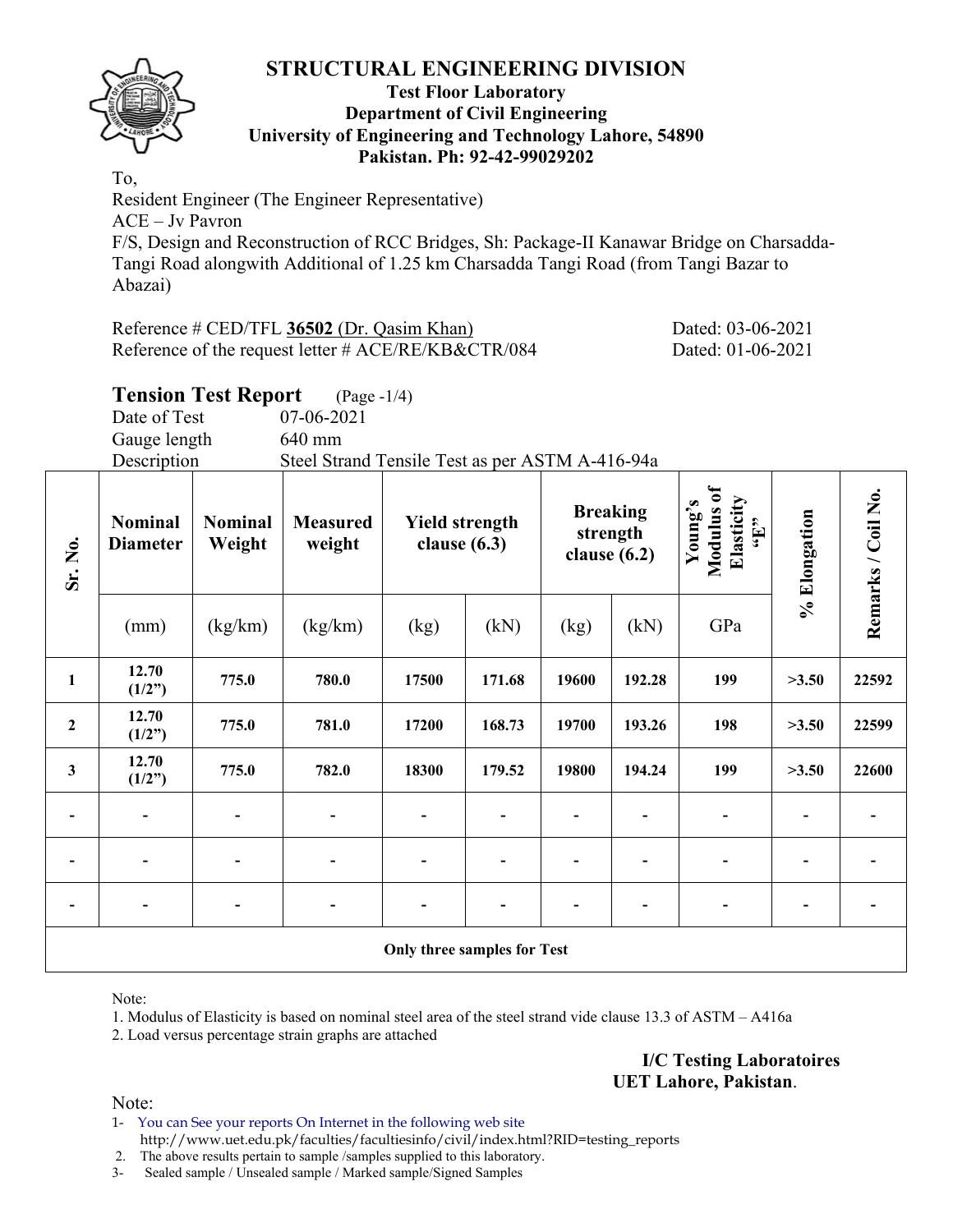# STRUCTURAL ENGINEERING DIVISION

**Test Floor Laboratory**
**Department of Civil Engineering**
**University of Engineering and Technology Lahore, 54890**
**Pakistan. Ph: 92-42-99029202**

To,
Resident Engineer (The Engineer Representative)
ACE – Jv Pavron
F/S, Design and Reconstruction of RCC Bridges, Sh: Package-II Kanawar Bridge on Charsadda-Tangi Road alongwith Additional of 1.25 km Charsadda Tangi Road (from Tangi Bazar to Abazai)

Reference # CED/TFL **36502** (Dr. Qasim Khan) Dated: 03-06-2021
Reference of the request letter # ACE/RE/KB&CTR/084 Dated: 01-06-2021

## Tension Test Report (Page -1/4)

Date of Test 07-06-2021
Gauge length 640 mm
Description Steel Strand Tensile Test as per ASTM A-416-94a

| Sr. No. | Nominal Diameter | Nominal Weight | Measured weight | Yield strength clause (6.3) | | Breaking strength clause (6.2) | | Young's Modulus of Elasticity "E" | % Elongation | Remarks / Coil No. |
|---|---|---|---|---|---|---|---|---|---|---|
| | (mm) | (kg/km) | (kg/km) | (kg) | (kN) | (kg) | (kN) | GPa | | |
| **1** | **12.70 (1/2")** | **775.0** | **780.0** | **17500** | **171.68** | **19600** | **192.28** | **199** | **>3.50** | **22592** |
| **2** | **12.70 (1/2")** | **775.0** | **781.0** | **17200** | **168.73** | **19700** | **193.26** | **198** | **>3.50** | **22599** |
| **3** | **12.70 (1/2")** | **775.0** | **782.0** | **18300** | **179.52** | **19800** | **194.24** | **199** | **>3.50** | **22600** |
| - | - | - | - | - | - | - | - | - | - | - |
| - | - | - | - | - | - | - | - | - | - | - |
| - | - | - | - | - | - | - | - | - | - | - |
| **Only three samples for Test** | | | | | | | | | | |

Note:

1. Modulus of Elasticity is based on nominal steel area of the steel strand vide clause 13.3 of ASTM – A416a
2. Load versus percentage strain graphs are attached

**I/C Testing Laboratoires**
**UET Lahore, Pakistan**.

Note:

1- You can See your reports On Internet in the following web site
http://www.uet.edu.pk/faculties/facultiesinfo/civil/index.html?RID=testing_reports
2. The above results pertain to sample /samples supplied to this laboratory.
3- Sealed sample / Unsealed sample / Marked sample/Signed Samples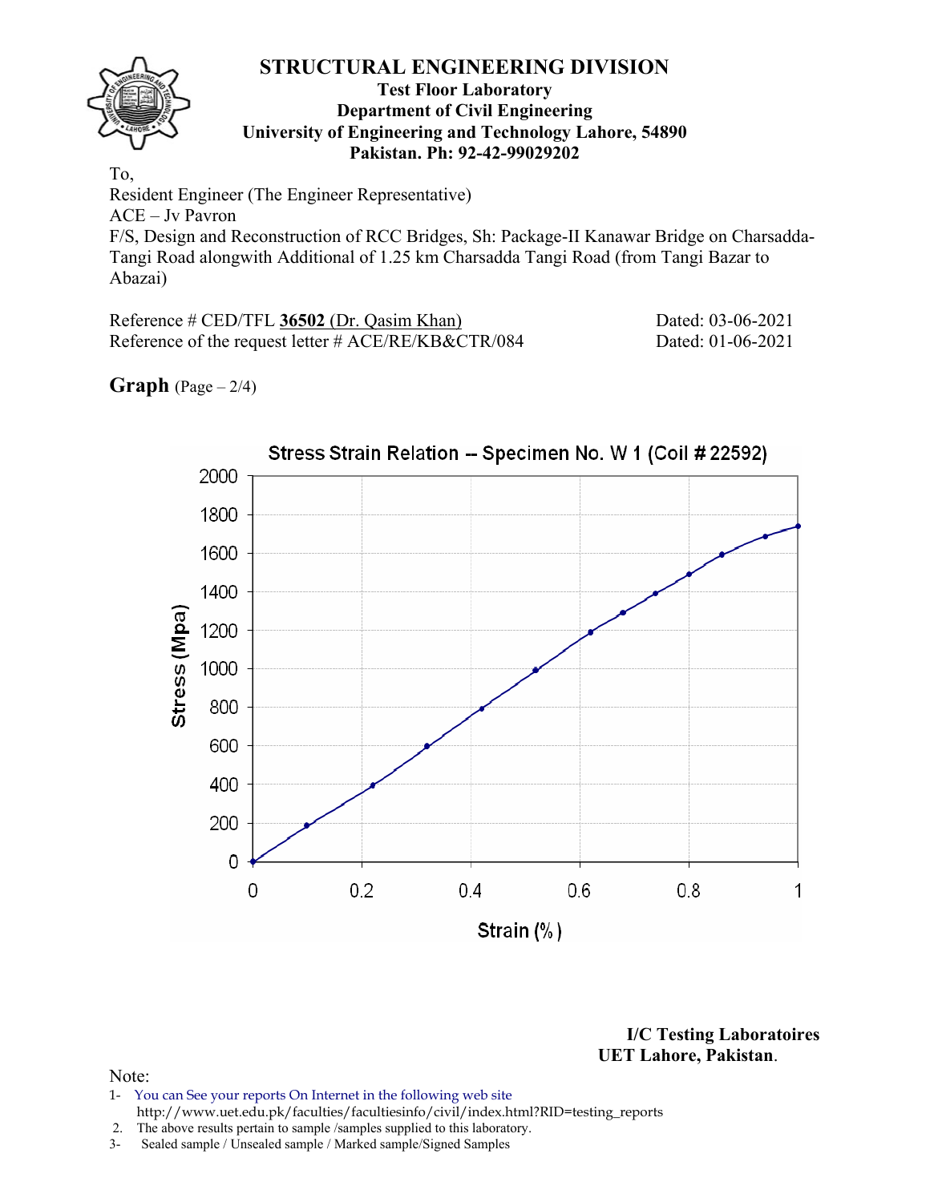# STRUCTURAL ENGINEERING DIVISION

**Test Floor Laboratory**
**Department of Civil Engineering**
**University of Engineering and Technology Lahore, 54890**
**Pakistan. Ph: 92-42-99029202**

To,
Resident Engineer (The Engineer Representative)
ACE – Jv Pavron
F/S, Design and Reconstruction of RCC Bridges, Sh: Package-II Kanawar Bridge on Charsadda-Tangi Road alongwith Additional of 1.25 km Charsadda Tangi Road (from Tangi Bazar to Abazai)

Reference # CED/TFL **36502** (Dr. Qasim Khan) Dated: 03-06-2021
Reference of the request letter # ACE/RE/KB&CTR/084 Dated: 01-06-2021

**Graph** (Page – 2/4)

Stress Strain Relation -- Specimen No. W 1 (Coil # 22592)

Stress (Mpa)

Strain (%)

**I/C Testing Laboratoires**
**UET Lahore, Pakistan.**

Note:
1- You can See your reports On Internet in the following web site
http://www.uet.edu.pk/faculties/facultiesinfo/civil/index.html?RID=testing_reports
2. The above results pertain to sample /samples supplied to this laboratory.
3- Sealed sample / Unsealed sample / Marked sample/Signed Samples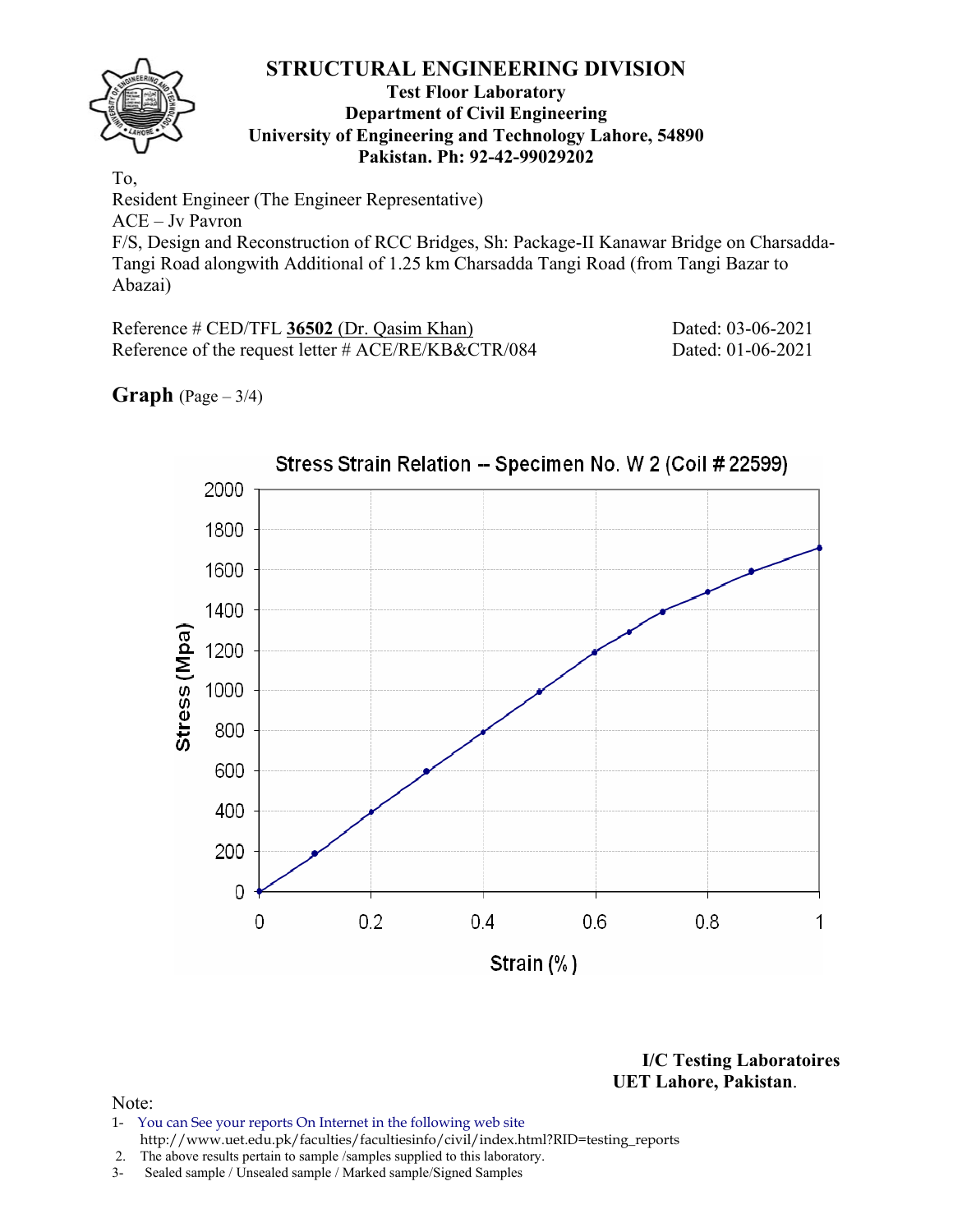# STRUCTURAL ENGINEERING DIVISION

**Test Floor Laboratory**
**Department of Civil Engineering**
**University of Engineering and Technology Lahore, 54890**
**Pakistan. Ph: 92-42-99029202**

To,
Resident Engineer (The Engineer Representative)
ACE – Jv Pavron
F/S, Design and Reconstruction of RCC Bridges, Sh: Package-II Kanawar Bridge on Charsadda-Tangi Road alongwith Additional of 1.25 km Charsadda Tangi Road (from Tangi Bazar to Abazai)

Reference # CED/TFL **36502** (Dr. Qasim Khan) Dated: 03-06-2021
Reference of the request letter # ACE/RE/KB&CTR/084 Dated: 01-06-2021

**Graph** (Page – 3/4)

Stress Strain Relation -- Specimen No. W 2 (Coil # 22599)

Stress (Mpa) vs. Strain (%)

**I/C Testing Laboratoires**
**UET Lahore, Pakistan.**

Note:
1- You can See your reports On Internet in the following web site
http://www.uet.edu.pk/faculties/facultiesinfo/civil/index.html?RID=testing_reports
2. The above results pertain to sample /samples supplied to this laboratory.
3- Sealed sample / Unsealed sample / Marked sample/Signed Samples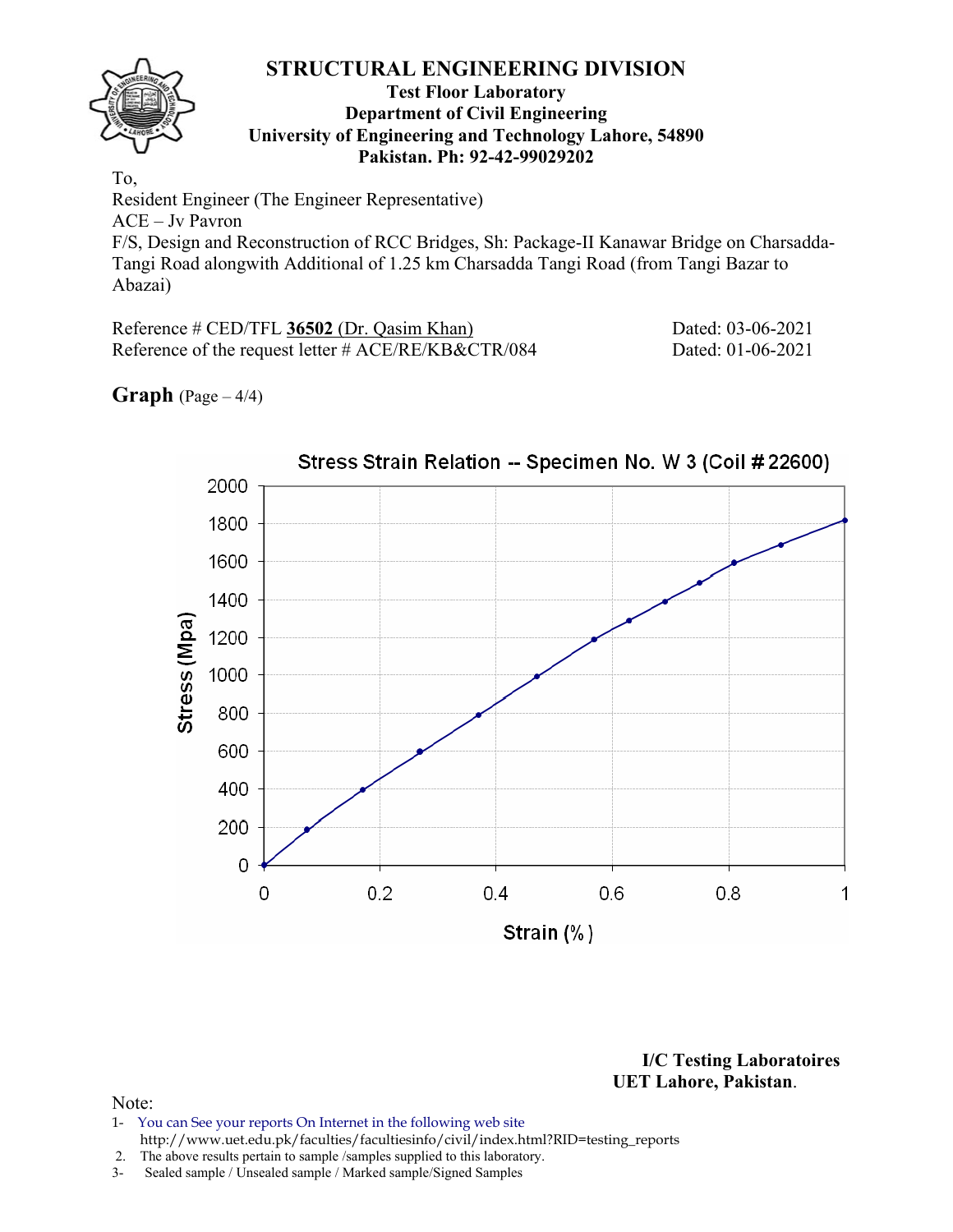# STRUCTURAL ENGINEERING DIVISION

**Test Floor Laboratory**
**Department of Civil Engineering**
**University of Engineering and Technology Lahore, 54890**
**Pakistan. Ph: 92-42-99029202**

To,
Resident Engineer (The Engineer Representative)
ACE – Jv Pavron
F/S, Design and Reconstruction of RCC Bridges, Sh: Package-II Kanawar Bridge on Charsadda-Tangi Road alongwith Additional of 1.25 km Charsadda Tangi Road (from Tangi Bazar to Abazai)

Reference # CED/TFL **36502** (Dr. Qasim Khan) Dated: 03-06-2021
Reference of the request letter # ACE/RE/KB&CTR/084 Dated: 01-06-2021

**Graph** (Page – 4/4)

Stress Strain Relation -- Specimen No. W 3 (Coil # 22600)

Stress (Mpa): 0, 200, 400, 600, 800, 1000, 1200, 1400, 1600, 1800, 2000

Strain (%): 0, 0.2, 0.4, 0.6, 0.8, 1

**I/C Testing Laboratoires**
**UET Lahore, Pakistan**.

Note:
1- You can See your reports On Internet in the following web site
http://www.uet.edu.pk/faculties/facultiesinfo/civil/index.html?RID=testing_reports
2. The above results pertain to sample /samples supplied to this laboratory.
3- Sealed sample / Unsealed sample / Marked sample/Signed Samples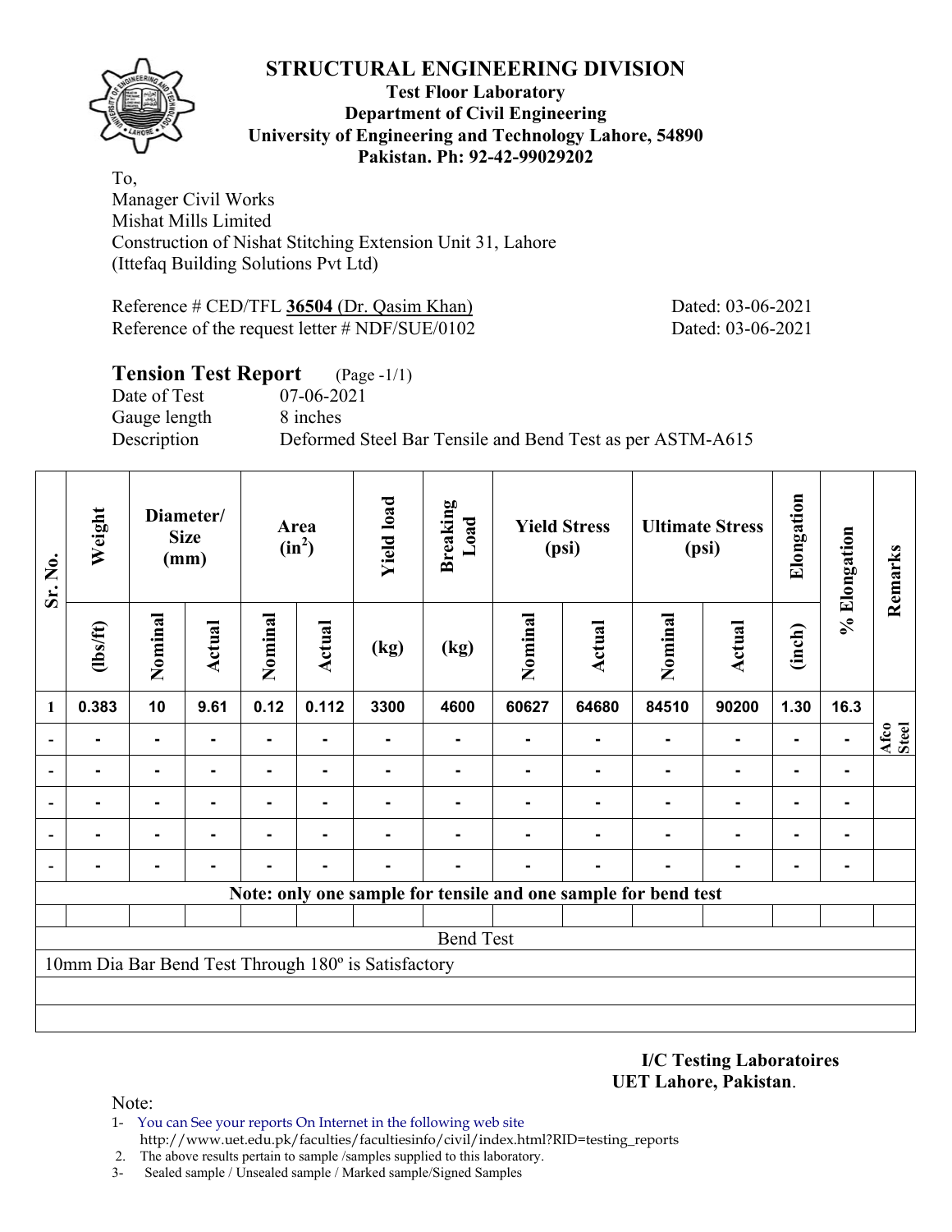# STRUCTURAL ENGINEERING DIVISION

**Test Floor Laboratory**
**Department of Civil Engineering**
**University of Engineering and Technology Lahore, 54890**
**Pakistan. Ph: 92-42-99029202**

To,
Manager Civil Works
Mishat Mills Limited
Construction of Nishat Stitching Extension Unit 31, Lahore
(Ittefaq Building Solutions Pvt Ltd)

Reference # CED/TFL **36504** (Dr. Qasim Khan) Dated: 03-06-2021
Reference of the request letter # NDF/SUE/0102 Dated: 03-06-2021

## Tension Test Report (Page -1/1)

Date of Test 07-06-2021
Gauge length 8 inches
Description Deformed Steel Bar Tensile and Bend Test as per ASTM-A615

| Sr. No. | Weight | Diameter/ Size (mm) | | Area ($in^2$) | | Yield load | Breaking Load | Yield Stress (psi) | | Ultimate Stress (psi) | | Elongation | % Elongation | Remarks |
|---|---|---|---|---|---|---|---|---|---|---|---|---|---|---|
| | (lbs/ft) | Nominal | Actual | Nominal | Actual | (kg) | (kg) | Nominal | Actual | Nominal | Actual | (inch) | | |
| 1 | 0.383 | 10 | 9.61 | 0.12 | 0.112 | 3300 | 4600 | 60627 | 64680 | 84510 | 90200 | 1.30 | 16.3 | Afco Steel |
| - | - | - | - | - | - | - | - | - | - | - | - | - | - | |
| - | - | - | - | - | - | - | - | - | - | - | - | - | - | |
| - | - | - | - | - | - | - | - | - | - | - | - | - | - | |
| - | - | - | - | - | - | - | - | - | - | - | - | - | - | |
| - | - | - | - | - | - | - | - | - | - | - | - | - | - | |

**Note: only one sample for tensile and one sample for bend test**

Bend Test

10mm Dia Bar Bend Test Through 180º is Satisfactory

**I/C Testing Laboratoires**
**UET Lahore, Pakistan**.

Note:
1- You can See your reports On Internet in the following web site
http://www.uet.edu.pk/faculties/facultiesinfo/civil/index.html?RID=testing_reports
2. The above results pertain to sample /samples supplied to this laboratory.
3- Sealed sample / Unsealed sample / Marked sample/Signed Samples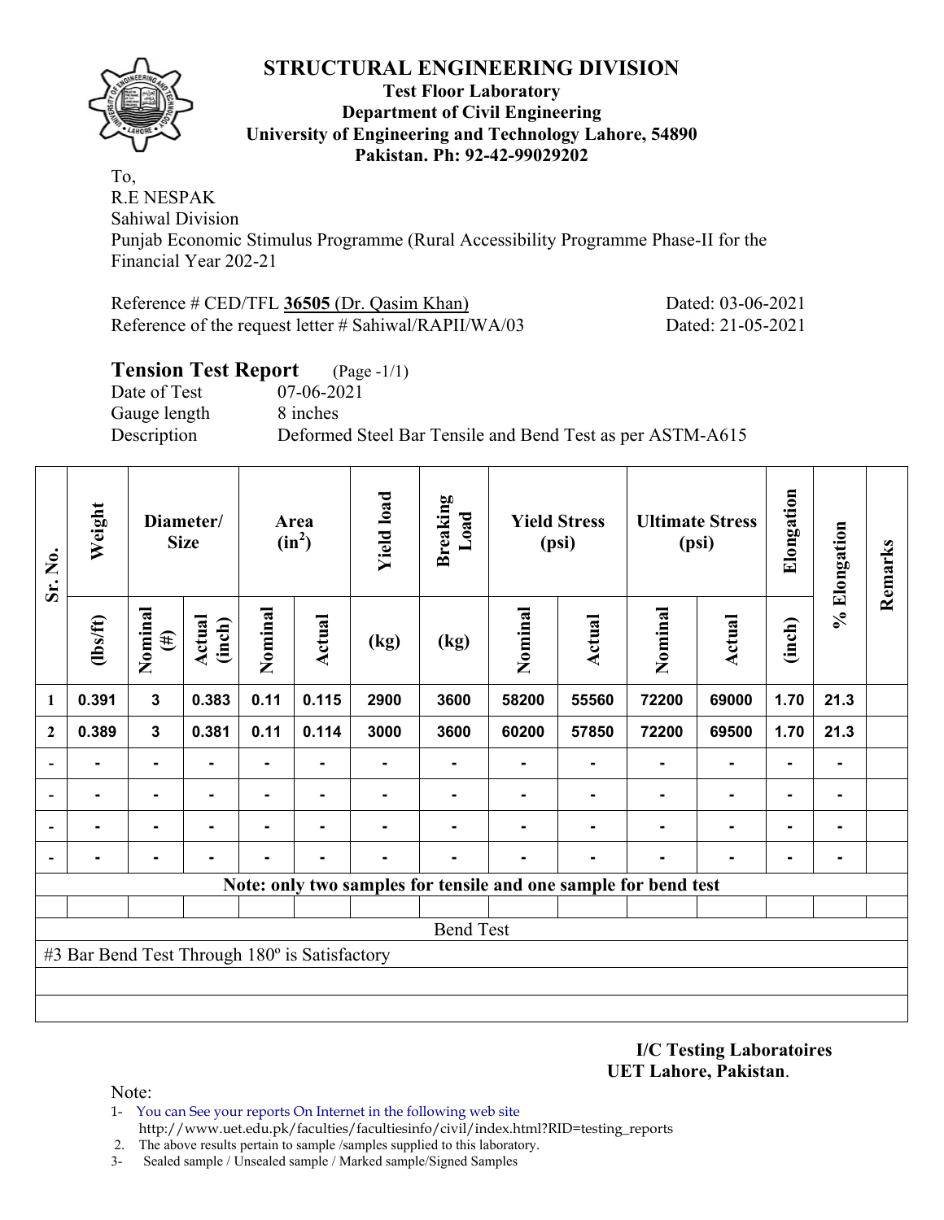# STRUCTURAL ENGINEERING DIVISION

**Test Floor Laboratory**
**Department of Civil Engineering**
**University of Engineering and Technology Lahore, 54890**
**Pakistan. Ph: 92-42-99029202**

To,
R.E NESPAK
Sahiwal Division
Punjab Economic Stimulus Programme (Rural Accessibility Programme Phase-II for the Financial Year 202-21

Reference # CED/TFL **36505** (Dr. Qasim Khan) Dated: 03-06-2021
Reference of the request letter # Sahiwal/RAPII/WA/03 Dated: 21-05-2021

## Tension Test Report (Page -1/1)

Date of Test 07-06-2021
Gauge length 8 inches
Description Deformed Steel Bar Tensile and Bend Test as per ASTM-A615

| Sr. No. | Weight | Diameter/ Size | | Area ($in^2$) | | Yield load | Breaking Load | Yield Stress (psi) | | Ultimate Stress (psi) | | Elongation | % Elongation | Remarks |
|---|---|---|---|---|---|---|---|---|---|---|---|---|---|---|
| | (lbs/ft) | Nominal (#) | Actual (inch) | Nominal | Actual | (kg) | (kg) | Nominal | Actual | Nominal | Actual | (inch) | | |
| 1 | 0.391 | 3 | 0.383 | 0.11 | 0.115 | 2900 | 3600 | 58200 | 55560 | 72200 | 69000 | 1.70 | 21.3 | |
| 2 | 0.389 | 3 | 0.381 | 0.11 | 0.114 | 3000 | 3600 | 60200 | 57850 | 72200 | 69500 | 1.70 | 21.3 | |
| - | - | - | - | - | - | - | - | - | - | - | - | - | - | |
| - | - | - | - | - | - | - | - | - | - | - | - | - | - | |
| - | - | - | - | - | - | - | - | - | - | - | - | - | - | |
| - | - | - | - | - | - | - | - | - | - | - | - | - | - | |

**Note: only two samples for tensile and one sample for bend test**

Bend Test

#3 Bar Bend Test Through 180º is Satisfactory

**I/C Testing Laboratoires**
**UET Lahore, Pakistan**.

Note:
1- You can See your reports On Internet in the following web site
http://www.uet.edu.pk/faculties/facultiesinfo/civil/index.html?RID=testing_reports
2. The above results pertain to sample /samples supplied to this laboratory.
3- Sealed sample / Unsealed sample / Marked sample/Signed Samples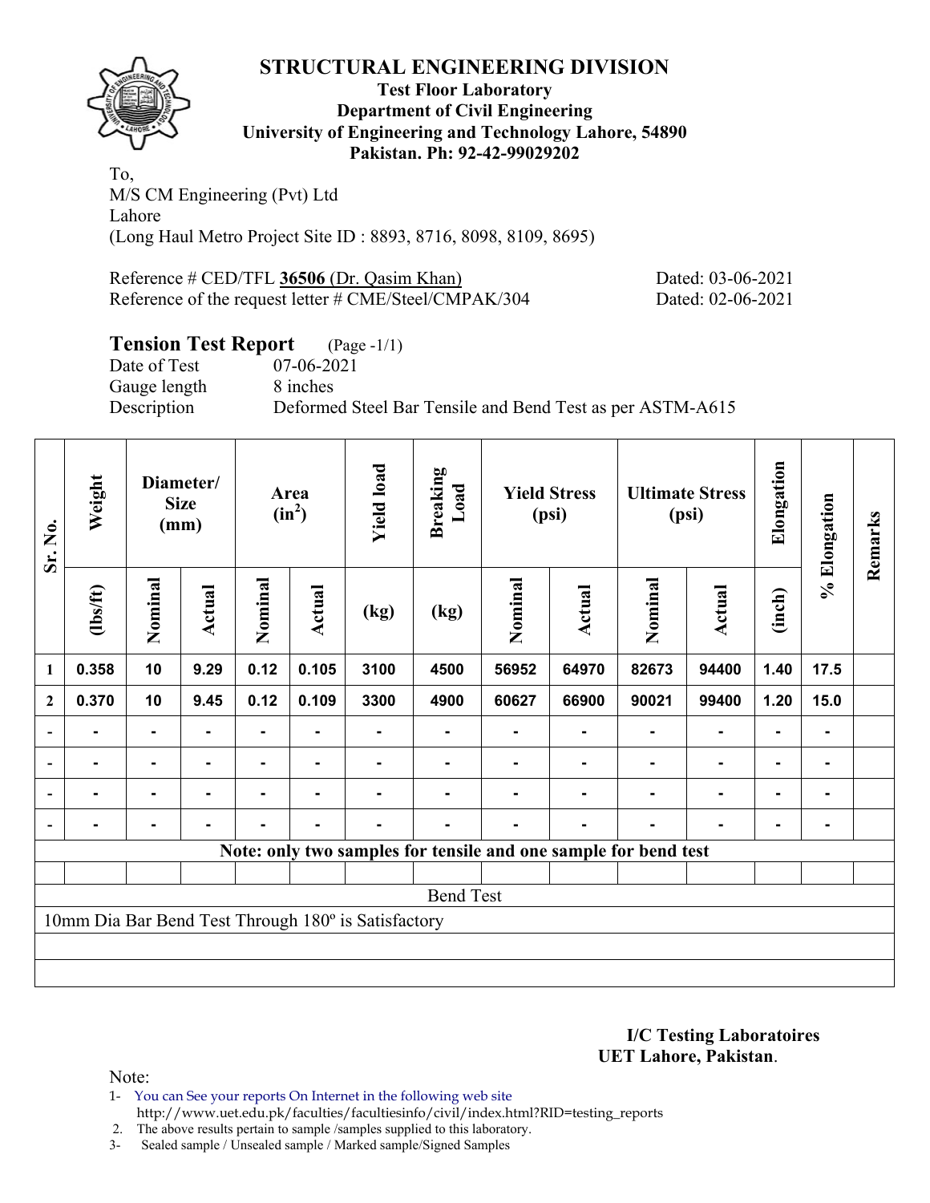# STRUCTURAL ENGINEERING DIVISION

**Test Floor Laboratory**
**Department of Civil Engineering**
**University of Engineering and Technology Lahore, 54890**
**Pakistan. Ph: 92-42-99029202**

To,
M/S CM Engineering (Pvt) Ltd
Lahore
(Long Haul Metro Project Site ID : 8893, 8716, 8098, 8109, 8695)

Reference # CED/TFL **36506** (Dr. Qasim Khan) Dated: 03-06-2021
Reference of the request letter # CME/Steel/CMPAK/304 Dated: 02-06-2021

## Tension Test Report (Page -1/1)

Date of Test 07-06-2021
Gauge length 8 inches
Description Deformed Steel Bar Tensile and Bend Test as per ASTM-A615

| Sr. No. | Weight | Diameter/ Size (mm) | | Area ($in^2$) | | Yield load | Breaking Load | Yield Stress (psi) | | Ultimate Stress (psi) | | Elongation | % Elongation | Remarks |
|---|---|---|---|---|---|---|---|---|---|---|---|---|---|---|
| | (lbs/ft) | Nominal | Actual | Nominal | Actual | (kg) | (kg) | Nominal | Actual | Nominal | Actual | (inch) | | |
| 1 | 0.358 | 10 | 9.29 | 0.12 | 0.105 | 3100 | 4500 | 56952 | 64970 | 82673 | 94400 | 1.40 | 17.5 | |
| 2 | 0.370 | 10 | 9.45 | 0.12 | 0.109 | 3300 | 4900 | 60627 | 66900 | 90021 | 99400 | 1.20 | 15.0 | |
| - | - | - | - | - | - | - | - | - | - | - | - | - | - | |
| - | - | - | - | - | - | - | - | - | - | - | - | - | - | |
| - | - | - | - | - | - | - | - | - | - | - | - | - | - | |
| - | - | - | - | - | - | - | - | - | - | - | - | - | - | |
| **Note: only two samples for tensile and one sample for bend test** | | | | | | | | | | | | | | |
| Bend Test | | | | | | | | | | | | | | |
| 10mm Dia Bar Bend Test Through 180º is Satisfactory | | | | | | | | | | | | | | |

**I/C Testing Laboratoires**
**UET Lahore, Pakistan**.

Note:

1- You can See your reports On Internet in the following web site
http://www.uet.edu.pk/faculties/facultiesinfo/civil/index.html?RID=testing_reports
2. The above results pertain to sample /samples supplied to this laboratory.
3- Sealed sample / Unsealed sample / Marked sample/Signed Samples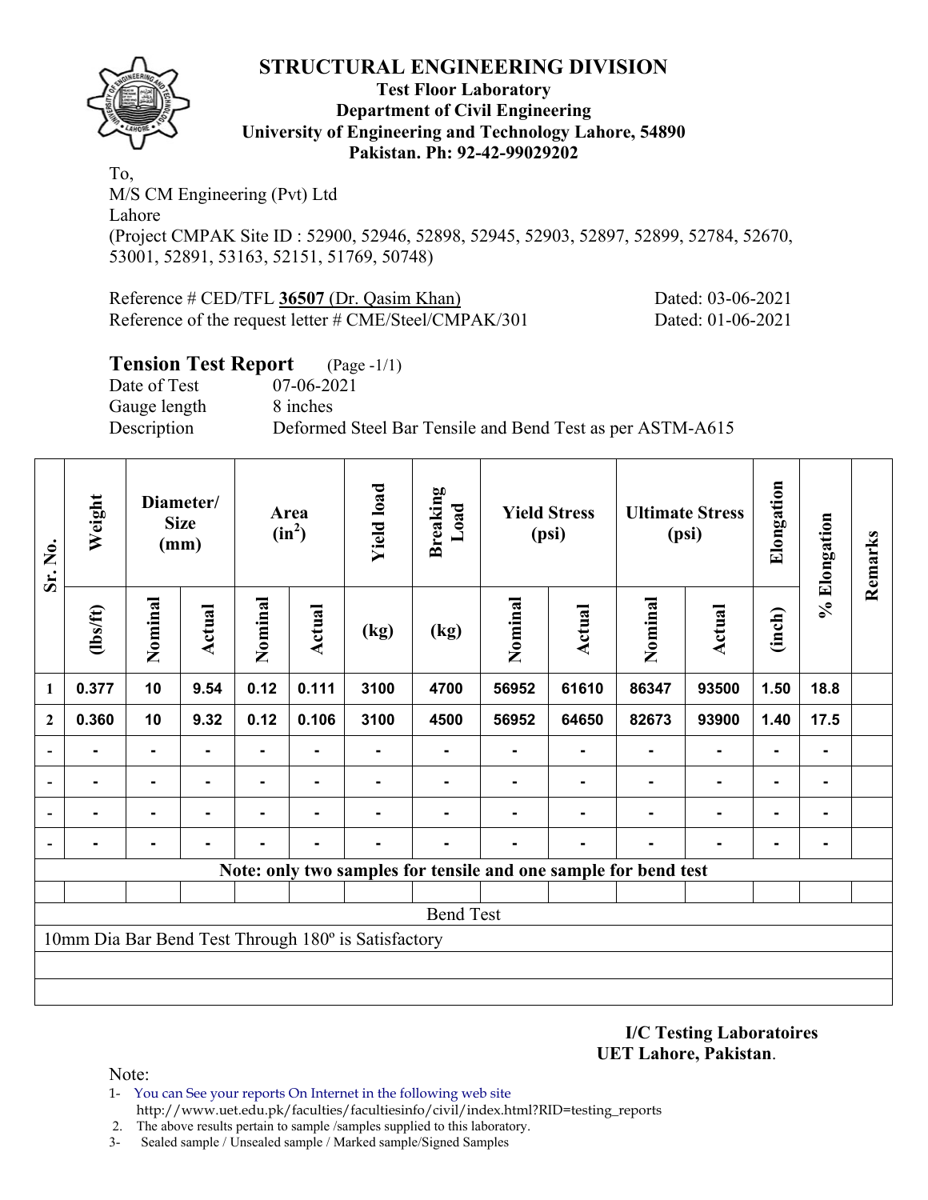# STRUCTURAL ENGINEERING DIVISION

**Test Floor Laboratory**
**Department of Civil Engineering**
**University of Engineering and Technology Lahore, 54890**
**Pakistan. Ph: 92-42-99029202**

To,
M/S CM Engineering (Pvt) Ltd
Lahore
(Project CMPAK Site ID : 52900, 52946, 52898, 52945, 52903, 52897, 52899, 52784, 52670, 53001, 52891, 53163, 52151, 51769, 50748)

Reference # CED/TFL **36507** (Dr. Qasim Khan) Dated: 03-06-2021
Reference of the request letter # CME/Steel/CMPAK/301 Dated: 01-06-2021

## Tension Test Report (Page -1/1)

Date of Test 07-06-2021
Gauge length 8 inches
Description Deformed Steel Bar Tensile and Bend Test as per ASTM-A615

| Sr. No. | Weight | Diameter/ Size (mm) | | Area ($in^2$) | | Yield load | Breaking Load | Yield Stress (psi) | | Ultimate Stress (psi) | | Elongation | % Elongation | Remarks |
|---|---|---|---|---|---|---|---|---|---|---|---|---|---|---|
| | (lbs/ft) | Nominal | Actual | Nominal | Actual | (kg) | (kg) | Nominal | Actual | Nominal | Actual | (inch) | | |
| 1 | 0.377 | 10 | 9.54 | 0.12 | 0.111 | 3100 | 4700 | 56952 | 61610 | 86347 | 93500 | 1.50 | 18.8 | |
| 2 | 0.360 | 10 | 9.32 | 0.12 | 0.106 | 3100 | 4500 | 56952 | 64650 | 82673 | 93900 | 1.40 | 17.5 | |
| - | - | - | - | - | - | - | - | - | - | - | - | - | - | |
| - | - | - | - | - | - | - | - | - | - | - | - | - | - | |
| - | - | - | - | - | - | - | - | - | - | - | - | - | - | |
| - | - | - | - | - | - | - | - | - | - | - | - | - | - | |

**Note: only two samples for tensile and one sample for bend test**

Bend Test

10mm Dia Bar Bend Test Through 180º is Satisfactory

**I/C Testing Laboratoires**
**UET Lahore, Pakistan**.

Note:
1- You can See your reports On Internet in the following web site
http://www.uet.edu.pk/faculties/facultiesinfo/civil/index.html?RID=testing_reports
2. The above results pertain to sample /samples supplied to this laboratory.
3- Sealed sample / Unsealed sample / Marked sample/Signed Samples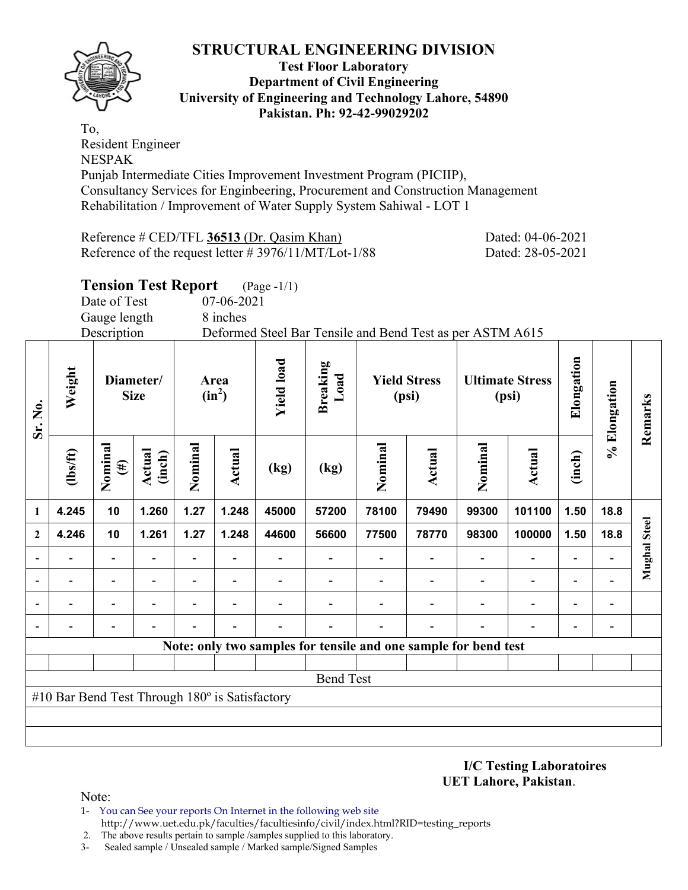# STRUCTURAL ENGINEERING DIVISION

**Test Floor Laboratory**
**Department of Civil Engineering**
**University of Engineering and Technology Lahore, 54890**
**Pakistan. Ph: 92-42-99029202**

To,
Resident Engineer
NESPAK
Punjab Intermediate Cities Improvement Investment Program (PICIIP),
Consultancy Services for Enginbeering, Procurement and Construction Management
Rehabilitation / Improvement of Water Supply System Sahiwal - LOT 1

Reference # CED/TFL **36513** (Dr. Qasim Khan) Dated: 04-06-2021
Reference of the request letter # 3976/11/MT/Lot-1/88 Dated: 28-05-2021

## Tension Test Report (Page -1/1)

Date of Test 07-06-2021
Gauge length 8 inches
Description Deformed Steel Bar Tensile and Bend Test as per ASTM A615

| Sr. No. | Weight | Diameter/ Size | | Area ($in^2$) | | Yield load | Breaking Load | Yield Stress (psi) | | Ultimate Stress (psi) | | Elongation | % Elongation | Remarks |
|---|---|---|---|---|---|---|---|---|---|---|---|---|---|---|
| | (lbs/ft) | Nominal (#) | Actual (inch) | Nominal | Actual | (kg) | (kg) | Nominal | Actual | Nominal | Actual | (inch) | | |
| 1 | 4.245 | 10 | 1.260 | 1.27 | 1.248 | 45000 | 57200 | 78100 | 79490 | 99300 | 101100 | 1.50 | 18.8 | Mughal Steel |
| 2 | 4.246 | 10 | 1.261 | 1.27 | 1.248 | 44600 | 56600 | 77500 | 78770 | 98300 | 100000 | 1.50 | 18.8 | |
| - | - | - | - | - | - | - | - | - | - | - | - | - | - | |
| - | - | - | - | - | - | - | - | - | - | - | - | - | - | |
| - | - | - | - | - | - | - | - | - | - | - | - | - | - | |
| - | - | - | - | - | - | - | - | - | - | - | - | - | - | |
| **Note: only two samples for tensile and one sample for bend test** | | | | | | | | | | | | | | |
| Bend Test | | | | | | | | | | | | | | |
| #10 Bar Bend Test Through 180º is Satisfactory | | | | | | | | | | | | | | |

**I/C Testing Laboratoires**
**UET Lahore, Pakistan**.

Note:
1- You can See your reports On Internet in the following web site
http://www.uet.edu.pk/faculties/facultiesinfo/civil/index.html?RID=testing_reports
2. The above results pertain to sample /samples supplied to this laboratory.
3- Sealed sample / Unsealed sample / Marked sample/Signed Samples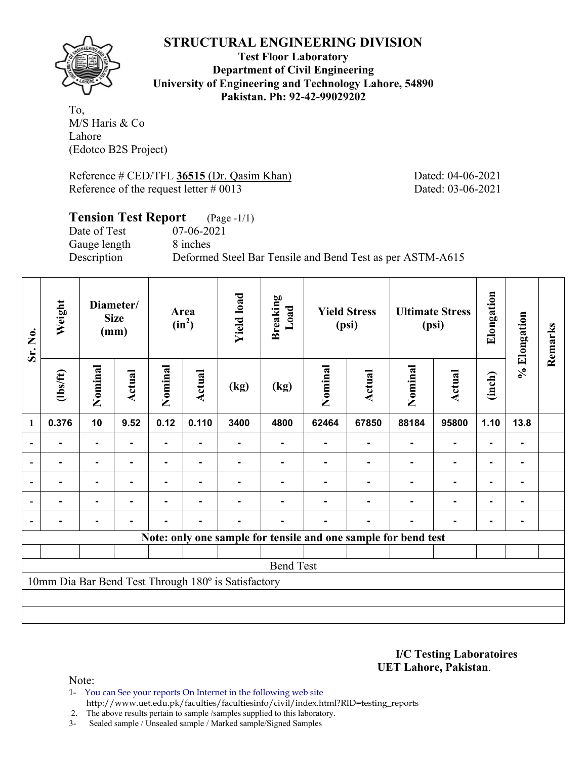# STRUCTURAL ENGINEERING DIVISION

**Test Floor Laboratory**
**Department of Civil Engineering**
**University of Engineering and Technology Lahore, 54890**
**Pakistan. Ph: 92-42-99029202**

To,
M/S Haris & Co
Lahore
(Edotco B2S Project)

Reference # CED/TFL **36515** (Dr. Qasim Khan) Dated: 04-06-2021
Reference of the request letter # 0013 Dated: 03-06-2021

## Tension Test Report (Page -1/1)

Date of Test 07-06-2021
Gauge length 8 inches
Description Deformed Steel Bar Tensile and Bend Test as per ASTM-A615

| Sr. No. | Weight | Diameter/ Size (mm) | | Area ($in^2$) | | Yield load | Breaking Load | Yield Stress (psi) | | Ultimate Stress (psi) | | Elongation | % Elongation | Remarks |
|---|---|---|---|---|---|---|---|---|---|---|---|---|---|---|
| | (lbs/ft) | Nominal | Actual | Nominal | Actual | (kg) | (kg) | Nominal | Actual | Nominal | Actual | (inch) | | |
| 1 | 0.376 | 10 | 9.52 | 0.12 | 0.110 | 3400 | 4800 | 62464 | 67850 | 88184 | 95800 | 1.10 | 13.8 | |
| - | - | - | - | - | - | - | - | - | - | - | - | - | - | |
| - | - | - | - | - | - | - | - | - | - | - | - | - | - | |
| - | - | - | - | - | - | - | - | - | - | - | - | - | - | |
| - | - | - | - | - | - | - | - | - | - | - | - | - | - | |
| - | - | - | - | - | - | - | - | - | - | - | - | - | - | |
| **Note: only one sample for tensile and one sample for bend test** | | | | | | | | | | | | | | |
| | | | | | | | | | | | | | | |
| Bend Test | | | | | | | | | | | | | | |
| 10mm Dia Bar Bend Test Through 180º is Satisfactory | | | | | | | | | | | | | | |

**I/C Testing Laboratoires**
**UET Lahore, Pakistan**.

Note:
1- You can See your reports On Internet in the following web site
http://www.uet.edu.pk/faculties/facultiesinfo/civil/index.html?RID=testing_reports
2. The above results pertain to sample /samples supplied to this laboratory.
3- Sealed sample / Unsealed sample / Marked sample/Signed Samples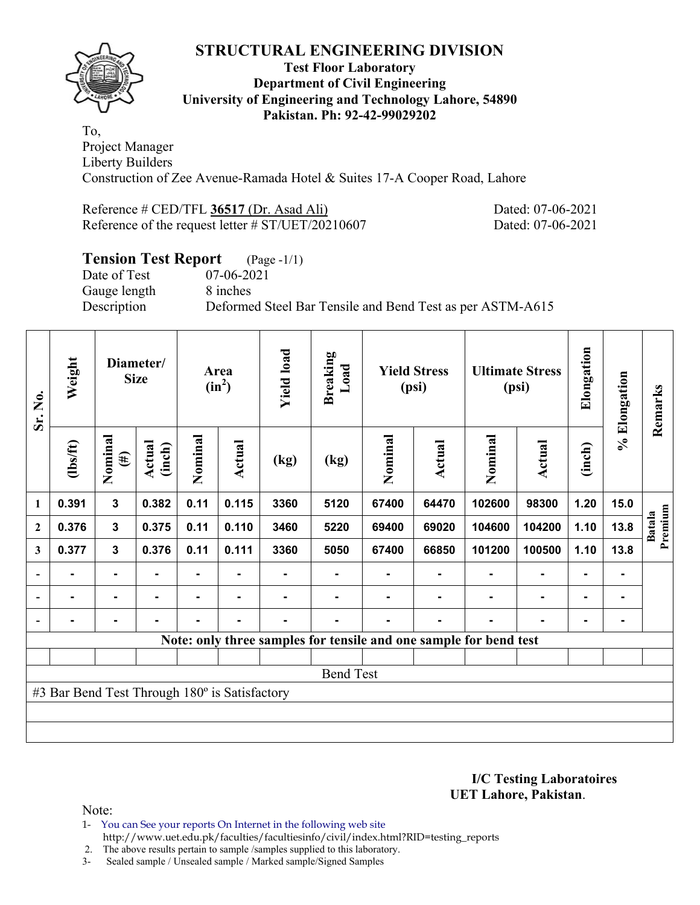# STRUCTURAL ENGINEERING DIVISION

**Test Floor Laboratory**
**Department of Civil Engineering**
**University of Engineering and Technology Lahore, 54890**
**Pakistan. Ph: 92-42-99029202**

To,
Project Manager
Liberty Builders
Construction of Zee Avenue-Ramada Hotel & Suites 17-A Cooper Road, Lahore

Reference # CED/TFL **36517** (Dr. Asad Ali) Dated: 07-06-2021
Reference of the request letter # ST/UET/20210607 Dated: 07-06-2021

## Tension Test Report (Page -1/1)

Date of Test 07-06-2021
Gauge length 8 inches
Description Deformed Steel Bar Tensile and Bend Test as per ASTM-A615

| Sr. No. | Weight | Diameter/ Size | | Area ($in^2$) | | Yield load | Breaking Load | Yield Stress (psi) | | Ultimate Stress (psi) | | Elongation | % Elongation | Remarks |
|---|---|---|---|---|---|---|---|---|---|---|---|---|---|---|
| | (lbs/ft) | Nominal (#) | Actual (inch) | Nominal | Actual | (kg) | (kg) | Nominal | Actual | Nominal | Actual | (inch) | | |
| 1 | 0.391 | 3 | 0.382 | 0.11 | 0.115 | 3360 | 5120 | 67400 | 64470 | 102600 | 98300 | 1.20 | 15.0 | Batala Premium |
| 2 | 0.376 | 3 | 0.375 | 0.11 | 0.110 | 3460 | 5220 | 69400 | 69020 | 104600 | 104200 | 1.10 | 13.8 | |
| 3 | 0.377 | 3 | 0.376 | 0.11 | 0.111 | 3360 | 5050 | 67400 | 66850 | 101200 | 100500 | 1.10 | 13.8 | |
| - | - | - | - | - | - | - | - | - | - | - | - | - | - | |
| - | - | - | - | - | - | - | - | - | - | - | - | - | - | |
| - | - | - | - | - | - | - | - | - | - | - | - | - | - | |

**Note: only three samples for tensile and one sample for bend test**

Bend Test

#3 Bar Bend Test Through 180º is Satisfactory

**I/C Testing Laboratoires**
**UET Lahore, Pakistan**.

Note:
1- You can See your reports On Internet in the following web site
http://www.uet.edu.pk/faculties/facultiesinfo/civil/index.html?RID=testing_reports
2. The above results pertain to sample /samples supplied to this laboratory.
3- Sealed sample / Unsealed sample / Marked sample/Signed Samples